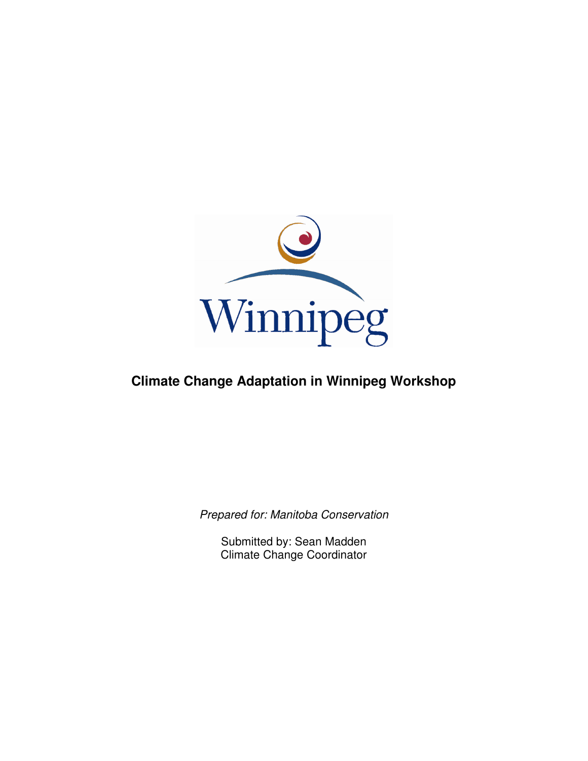Winnipeg

# Climate Change Adaptation in Winnipeg Workshop

*Prepared for: Manitoba Conservation*

Submitted by: Sean Madden
Climate Change Coordinator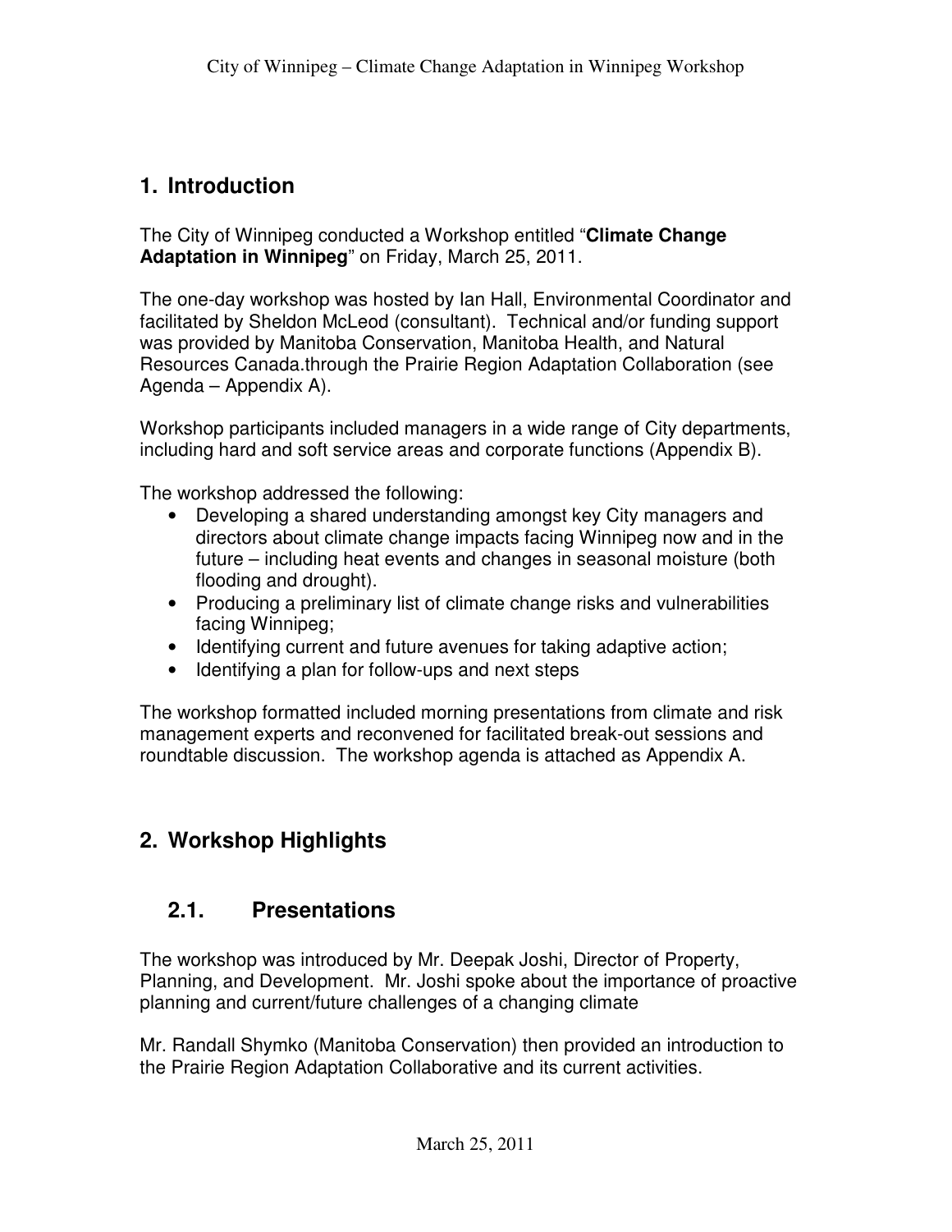## 1. Introduction

The City of Winnipeg conducted a Workshop entitled "**Climate Change Adaptation in Winnipeg**" on Friday, March 25, 2011.

The one-day workshop was hosted by Ian Hall, Environmental Coordinator and facilitated by Sheldon McLeod (consultant). Technical and/or funding support was provided by Manitoba Conservation, Manitoba Health, and Natural Resources Canada.through the Prairie Region Adaptation Collaboration (see Agenda – Appendix A).

Workshop participants included managers in a wide range of City departments, including hard and soft service areas and corporate functions (Appendix B).

The workshop addressed the following:

- Developing a shared understanding amongst key City managers and directors about climate change impacts facing Winnipeg now and in the future – including heat events and changes in seasonal moisture (both flooding and drought).
- Producing a preliminary list of climate change risks and vulnerabilities facing Winnipeg;
- Identifying current and future avenues for taking adaptive action;
- Identifying a plan for follow-ups and next steps

The workshop formatted included morning presentations from climate and risk management experts and reconvened for facilitated break-out sessions and roundtable discussion. The workshop agenda is attached as Appendix A.

## 2. Workshop Highlights

### 2.1. Presentations

The workshop was introduced by Mr. Deepak Joshi, Director of Property, Planning, and Development. Mr. Joshi spoke about the importance of proactive planning and current/future challenges of a changing climate

Mr. Randall Shymko (Manitoba Conservation) then provided an introduction to the Prairie Region Adaptation Collaborative and its current activities.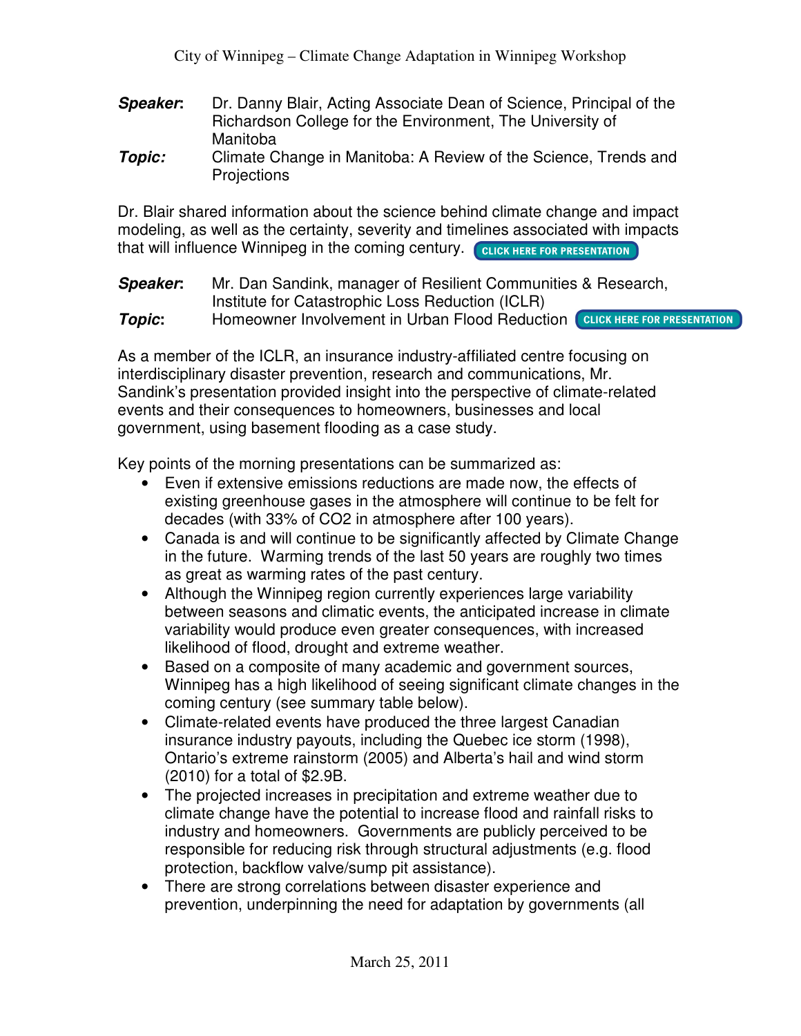**Speaker**: Dr. Danny Blair, Acting Associate Dean of Science, Principal of the Richardson College for the Environment, The University of Manitoba

**Topic:** Climate Change in Manitoba: A Review of the Science, Trends and Projections

Dr. Blair shared information about the science behind climate change and impact modeling, as well as the certainty, severity and timelines associated with impacts that will influence Winnipeg in the coming century. CLICK HERE FOR PRESENTATION

**Speaker**: Mr. Dan Sandink, manager of Resilient Communities & Research, Institute for Catastrophic Loss Reduction (ICLR)

**Topic**: Homeowner Involvement in Urban Flood Reduction CLICK HERE FOR PRESENTATION

As a member of the ICLR, an insurance industry-affiliated centre focusing on interdisciplinary disaster prevention, research and communications, Mr. Sandink's presentation provided insight into the perspective of climate-related events and their consequences to homeowners, businesses and local government, using basement flooding as a case study.

Key points of the morning presentations can be summarized as:

- Even if extensive emissions reductions are made now, the effects of existing greenhouse gases in the atmosphere will continue to be felt for decades (with 33% of $CO_2$ in atmosphere after 100 years).
- Canada is and will continue to be significantly affected by Climate Change in the future. Warming trends of the last 50 years are roughly two times as great as warming rates of the past century.
- Although the Winnipeg region currently experiences large variability between seasons and climatic events, the anticipated increase in climate variability would produce even greater consequences, with increased likelihood of flood, drought and extreme weather.
- Based on a composite of many academic and government sources, Winnipeg has a high likelihood of seeing significant climate changes in the coming century (see summary table below).
- Climate-related events have produced the three largest Canadian insurance industry payouts, including the Quebec ice storm (1998), Ontario's extreme rainstorm (2005) and Alberta's hail and wind storm (2010) for a total of $2.9B.
- The projected increases in precipitation and extreme weather due to climate change have the potential to increase flood and rainfall risks to industry and homeowners. Governments are publicly perceived to be responsible for reducing risk through structural adjustments (e.g. flood protection, backflow valve/sump pit assistance).
- There are strong correlations between disaster experience and prevention, underpinning the need for adaptation by governments (all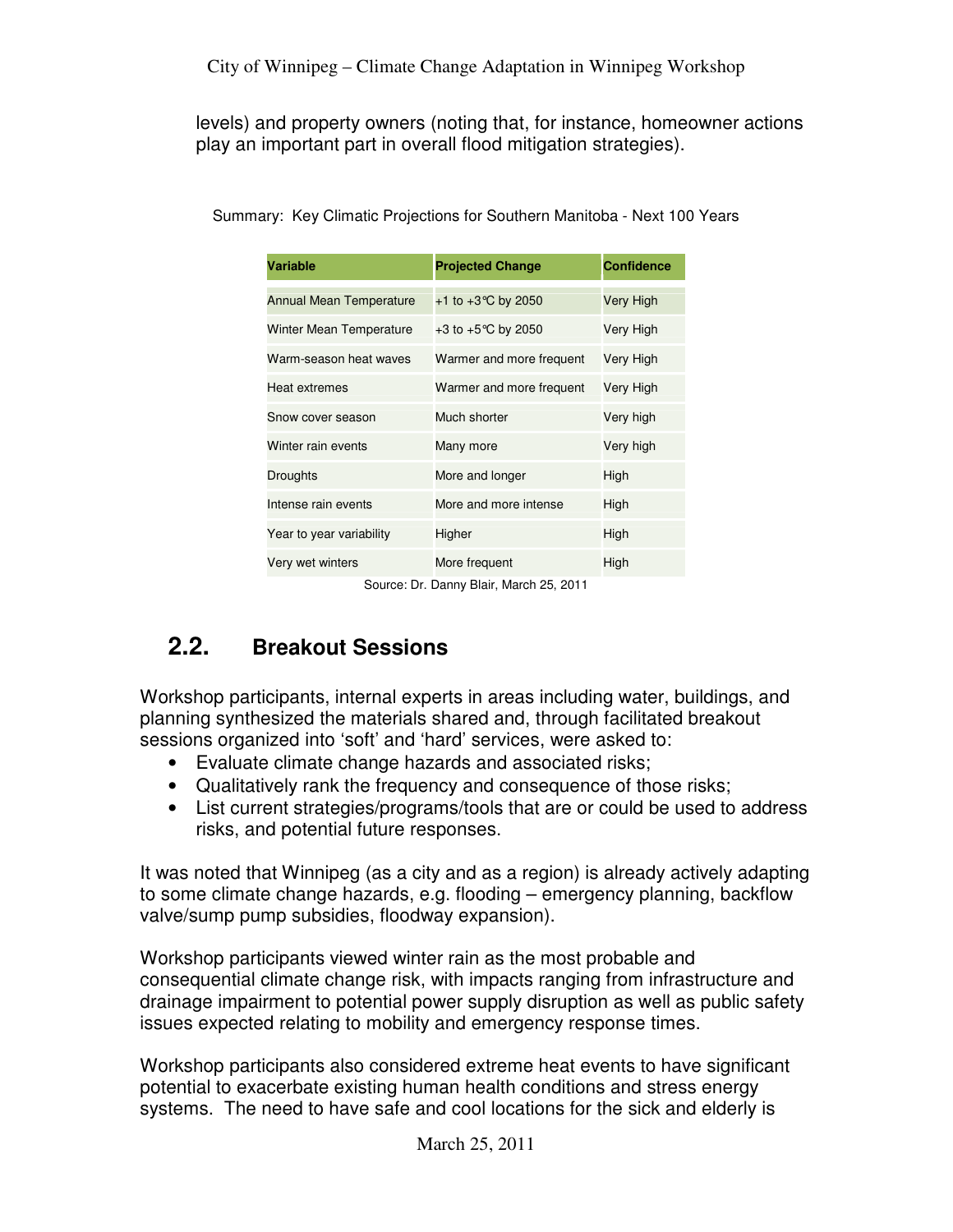levels) and property owners (noting that, for instance, homeowner actions play an important part in overall flood mitigation strategies).

Summary: Key Climatic Projections for Southern Manitoba - Next 100 Years

| Variable | Projected Change | Confidence |
|---|---|---|
| Annual Mean Temperature | +1 to +3°C by 2050 | Very High |
| Winter Mean Temperature | +3 to +5°C by 2050 | Very High |
| Warm-season heat waves | Warmer and more frequent | Very High |
| Heat extremes | Warmer and more frequent | Very High |
| Snow cover season | Much shorter | Very high |
| Winter rain events | Many more | Very high |
| Droughts | More and longer | High |
| Intense rain events | More and more intense | High |
| Year to year variability | Higher | High |
| Very wet winters | More frequent | High |

Source: Dr. Danny Blair, March 25, 2011

## 2.2. Breakout Sessions

Workshop participants, internal experts in areas including water, buildings, and planning synthesized the materials shared and, through facilitated breakout sessions organized into 'soft' and 'hard' services, were asked to:

- Evaluate climate change hazards and associated risks;
- Qualitatively rank the frequency and consequence of those risks;
- List current strategies/programs/tools that are or could be used to address risks, and potential future responses.

It was noted that Winnipeg (as a city and as a region) is already actively adapting to some climate change hazards, e.g. flooding – emergency planning, backflow valve/sump pump subsidies, floodway expansion).

Workshop participants viewed winter rain as the most probable and consequential climate change risk, with impacts ranging from infrastructure and drainage impairment to potential power supply disruption as well as public safety issues expected relating to mobility and emergency response times.

Workshop participants also considered extreme heat events to have significant potential to exacerbate existing human health conditions and stress energy systems. The need to have safe and cool locations for the sick and elderly is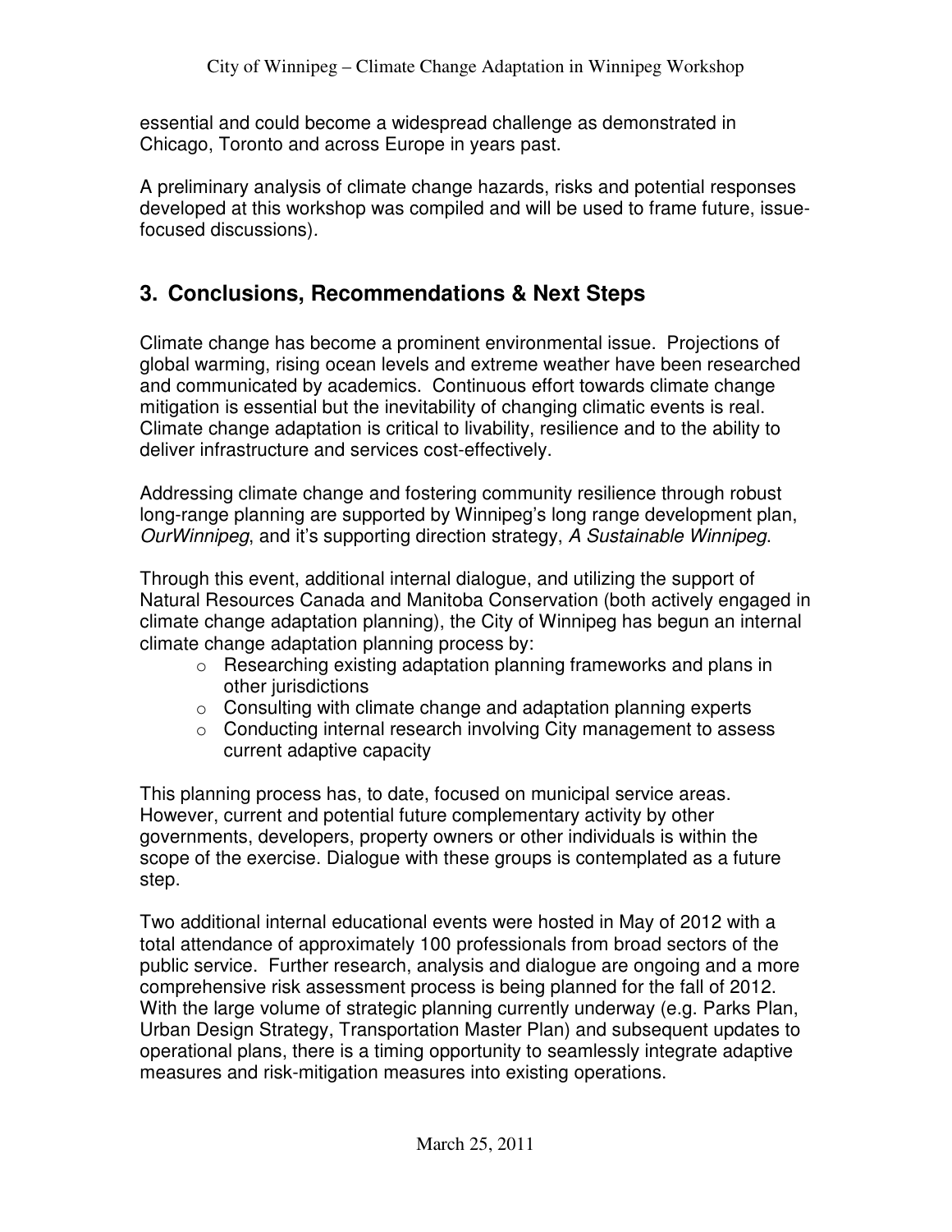essential and could become a widespread challenge as demonstrated in Chicago, Toronto and across Europe in years past.

A preliminary analysis of climate change hazards, risks and potential responses developed at this workshop was compiled and will be used to frame future, issue-focused discussions).

## 3. Conclusions, Recommendations & Next Steps

Climate change has become a prominent environmental issue. Projections of global warming, rising ocean levels and extreme weather have been researched and communicated by academics. Continuous effort towards climate change mitigation is essential but the inevitability of changing climatic events is real. Climate change adaptation is critical to livability, resilience and to the ability to deliver infrastructure and services cost-effectively.

Addressing climate change and fostering community resilience through robust long-range planning are supported by Winnipeg's long range development plan, *OurWinnipeg*, and it's supporting direction strategy, *A Sustainable Winnipeg*.

Through this event, additional internal dialogue, and utilizing the support of Natural Resources Canada and Manitoba Conservation (both actively engaged in climate change adaptation planning), the City of Winnipeg has begun an internal climate change adaptation planning process by:

- Researching existing adaptation planning frameworks and plans in other jurisdictions
- Consulting with climate change and adaptation planning experts
- Conducting internal research involving City management to assess current adaptive capacity

This planning process has, to date, focused on municipal service areas. However, current and potential future complementary activity by other governments, developers, property owners or other individuals is within the scope of the exercise. Dialogue with these groups is contemplated as a future step.

Two additional internal educational events were hosted in May of 2012 with a total attendance of approximately 100 professionals from broad sectors of the public service. Further research, analysis and dialogue are ongoing and a more comprehensive risk assessment process is being planned for the fall of 2012. With the large volume of strategic planning currently underway (e.g. Parks Plan, Urban Design Strategy, Transportation Master Plan) and subsequent updates to operational plans, there is a timing opportunity to seamlessly integrate adaptive measures and risk-mitigation measures into existing operations.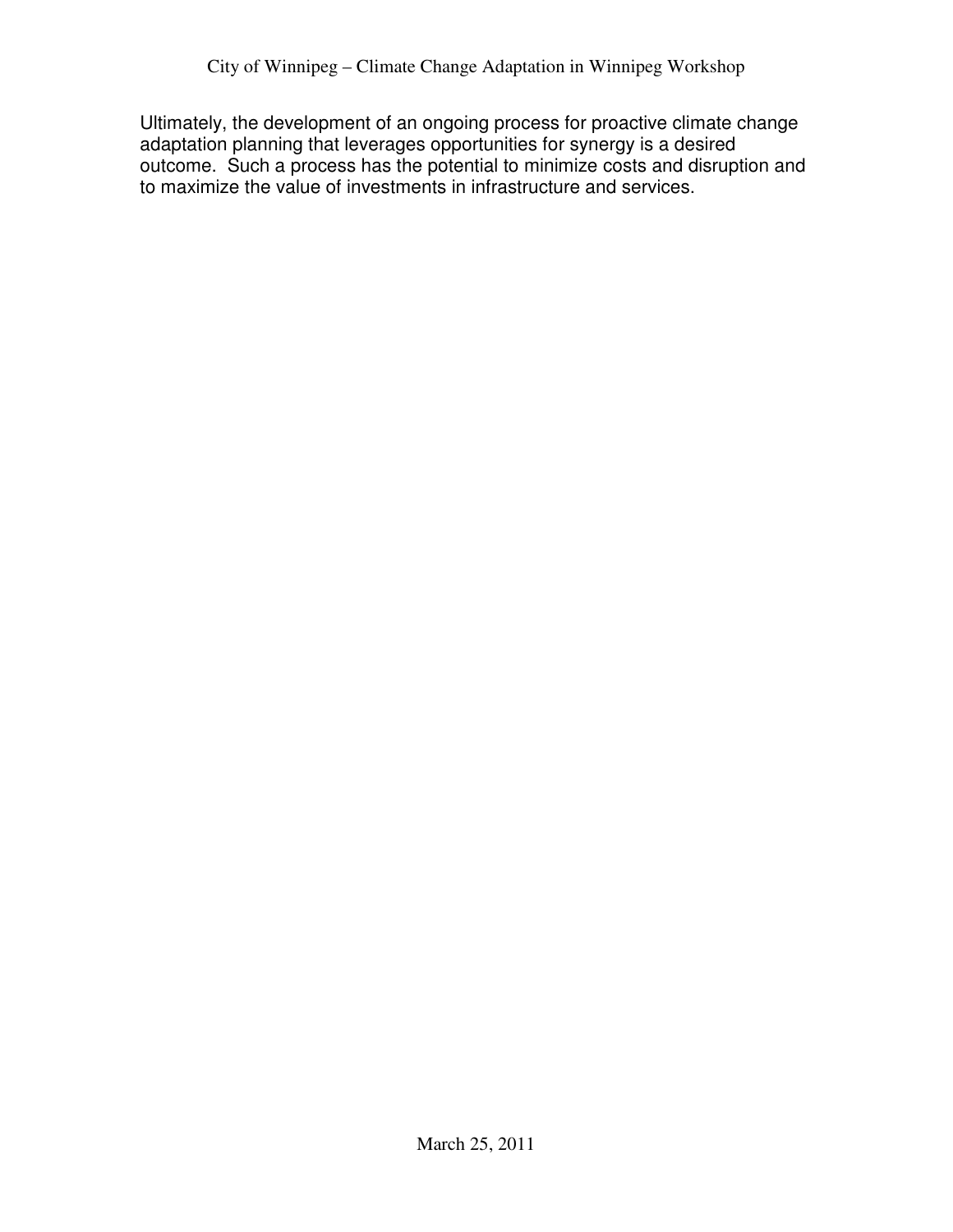Ultimately, the development of an ongoing process for proactive climate change adaptation planning that leverages opportunities for synergy is a desired outcome. Such a process has the potential to minimize costs and disruption and to maximize the value of investments in infrastructure and services.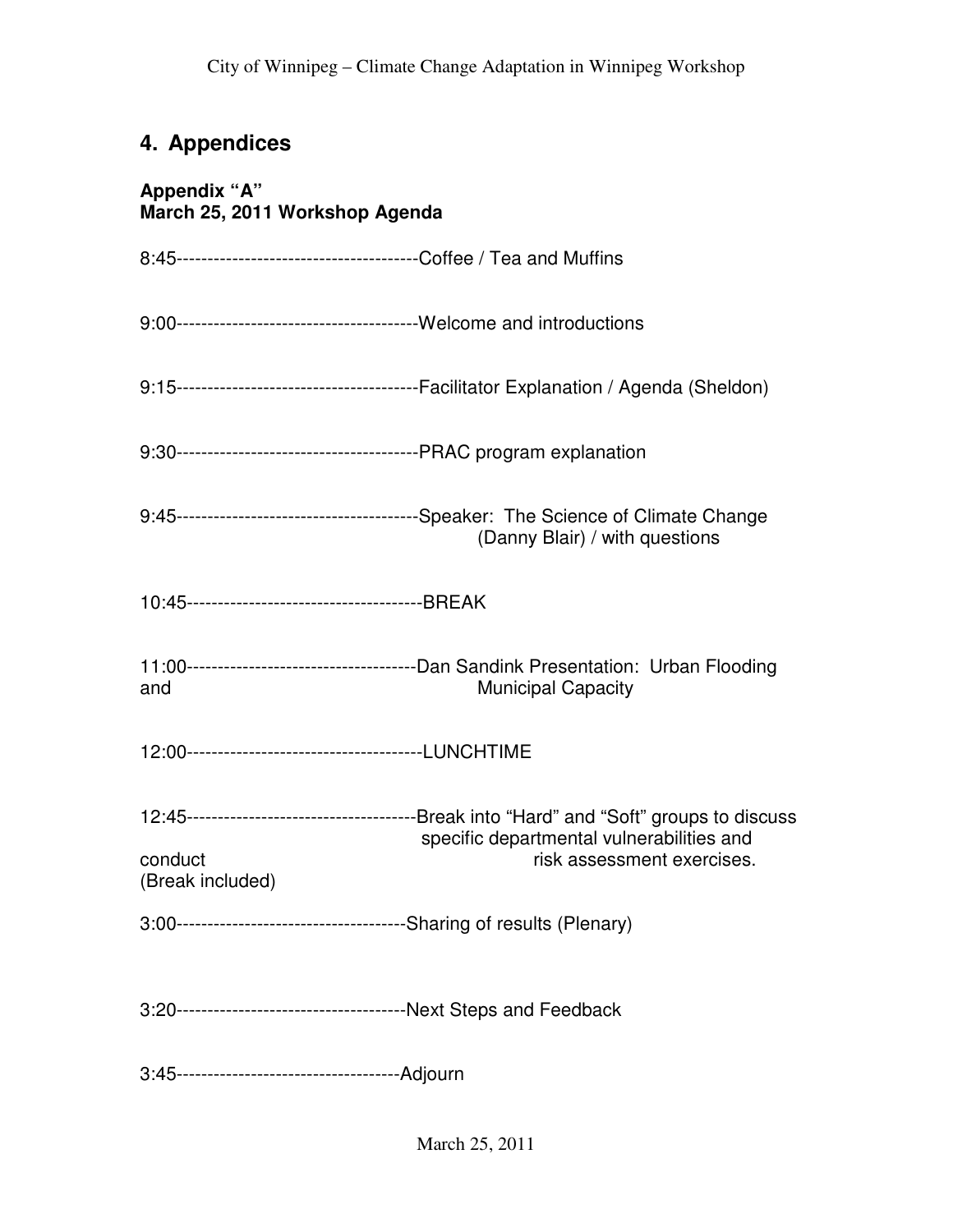## 4. Appendices

**Appendix "A"**
**March 25, 2011 Workshop Agenda**

8:45---------------------------------------Coffee / Tea and Muffins

9:00---------------------------------------Welcome and introductions

9:15---------------------------------------Facilitator Explanation / Agenda (Sheldon)

9:30---------------------------------------PRAC program explanation

9:45---------------------------------------Speaker: The Science of Climate Change (Danny Blair) / with questions

10:45--------------------------------------BREAK

11:00--------------------------------------Dan Sandink Presentation: Urban Flooding and Municipal Capacity

12:00--------------------------------------LUNCHTIME

12:45--------------------------------------Break into "Hard" and "Soft" groups to discuss specific departmental vulnerabilities and conduct risk assessment exercises. (Break included)

3:00-------------------------------------Sharing of results (Plenary)

3:20-------------------------------------Next Steps and Feedback

3:45------------------------------------Adjourn

March 25, 2011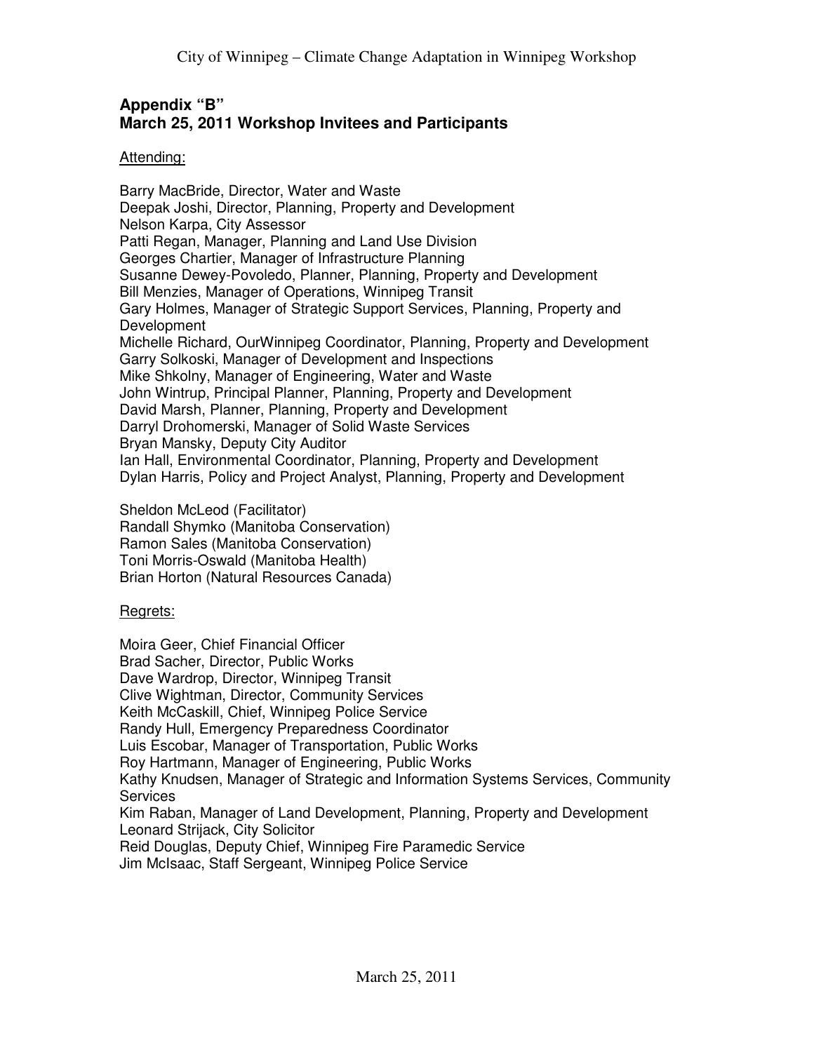## Appendix "B"
## March 25, 2011 Workshop Invitees and Participants

Attending:

Barry MacBride, Director, Water and Waste
Deepak Joshi, Director, Planning, Property and Development
Nelson Karpa, City Assessor
Patti Regan, Manager, Planning and Land Use Division
Georges Chartier, Manager of Infrastructure Planning
Susanne Dewey-Povoledo, Planner, Planning, Property and Development
Bill Menzies, Manager of Operations, Winnipeg Transit
Gary Holmes, Manager of Strategic Support Services, Planning, Property and Development
Michelle Richard, OurWinnipeg Coordinator, Planning, Property and Development
Garry Solkoski, Manager of Development and Inspections
Mike Shkolny, Manager of Engineering, Water and Waste
John Wintrup, Principal Planner, Planning, Property and Development
David Marsh, Planner, Planning, Property and Development
Darryl Drohomerski, Manager of Solid Waste Services
Bryan Mansky, Deputy City Auditor
Ian Hall, Environmental Coordinator, Planning, Property and Development
Dylan Harris, Policy and Project Analyst, Planning, Property and Development

Sheldon McLeod (Facilitator)
Randall Shymko (Manitoba Conservation)
Ramon Sales (Manitoba Conservation)
Toni Morris-Oswald (Manitoba Health)
Brian Horton (Natural Resources Canada)

Regrets:

Moira Geer, Chief Financial Officer
Brad Sacher, Director, Public Works
Dave Wardrop, Director, Winnipeg Transit
Clive Wightman, Director, Community Services
Keith McCaskill, Chief, Winnipeg Police Service
Randy Hull, Emergency Preparedness Coordinator
Luis Escobar, Manager of Transportation, Public Works
Roy Hartmann, Manager of Engineering, Public Works
Kathy Knudsen, Manager of Strategic and Information Systems Services, Community Services
Kim Raban, Manager of Land Development, Planning, Property and Development
Leonard Strijack, City Solicitor
Reid Douglas, Deputy Chief, Winnipeg Fire Paramedic Service
Jim McIsaac, Staff Sergeant, Winnipeg Police Service